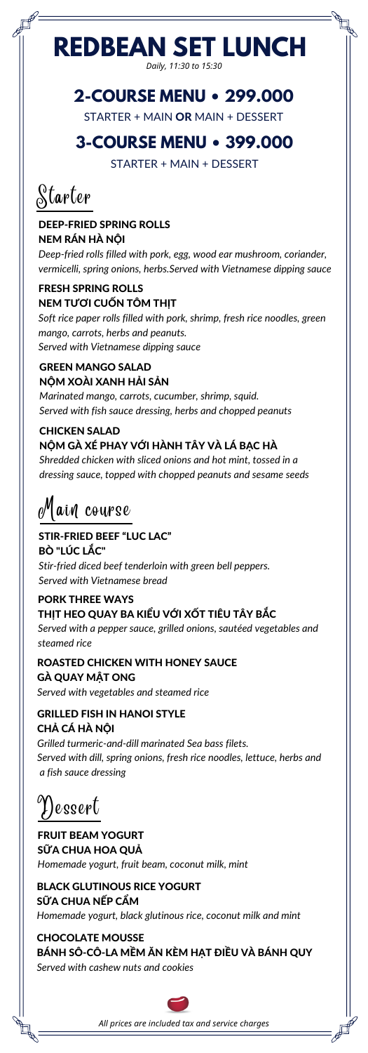# REDBEAN SET LUNCH

*Daily, 11:30 to 15:30*

## 2-COURSE MENU • 299.000

STARTER + MAIN **OR** MAIN + DESSERT

## 3-COURSE MENU • 399.000

STARTER + MAIN + DESSERT

## Starter

**DEEP-FRIED SPRING ROLLS**
**NEM RÁN HÀ NỘI**
*Deep-fried rolls filled with pork, egg, wood ear mushroom, coriander, vermicelli, spring onions, herbs.Served with Vietnamese dipping sauce*

**FRESH SPRING ROLLS**
**NEM TƯƠI CUỐN TÔM THỊT**
*Soft rice paper rolls filled with pork, shrimp, fresh rice noodles, green mango, carrots, herbs and peanuts.*
*Served with Vietnamese dipping sauce*

**GREEN MANGO SALAD**
**NỘM XOÀI XANH HẢI SẢN**
*Marinated mango, carrots, cucumber, shrimp, squid.*
*Served with fish sauce dressing, herbs and chopped peanuts*

**CHICKEN SALAD**
**NỘM GÀ XÉ PHAY VỚI HÀNH TÂY VÀ LÁ BẠC HÀ**
*Shredded chicken with sliced onions and hot mint, tossed in a dressing sauce, topped with chopped peanuts and sesame seeds*

## Main course

**STIR-FRIED BEEF "LUC LAC"**
**BÒ "LÚC LẮC"**
*Stir-fried diced beef tenderloin with green bell peppers.*
*Served with Vietnamese bread*

**PORK THREE WAYS**
**THỊT HEO QUAY BA KIỂU VỚI XỐT TIÊU TÂY BẮC**
*Served with a pepper sauce, grilled onions, sautéed vegetables and steamed rice*

**ROASTED CHICKEN WITH HONEY SAUCE**
**GÀ QUAY MẬT ONG**
*Served with vegetables and steamed rice*

**GRILLED FISH IN HANOI STYLE**
**CHẢ CÁ HÀ NỘI**
*Grilled turmeric-and-dill marinated Sea bass filets.*
*Served with dill, spring onions, fresh rice noodles, lettuce, herbs and a fish sauce dressing*

## Dessert

**FRUIT BEAM YOGURT**
**SỮA CHUA HOA QUẢ**
*Homemade yogurt, fruit beam, coconut milk, mint*

**BLACK GLUTINOUS RICE YOGURT**
**SỮA CHUA NẾP CẨM**
*Homemade yogurt, black glutinous rice, coconut milk and mint*

**CHOCOLATE MOUSSE**
**BÁNH SÔ-CÔ-LA MỀM ĂN KÈM HẠT ĐIỀU VÀ BÁNH QUY**
*Served with cashew nuts and cookies*

*All prices are included tax and service charges*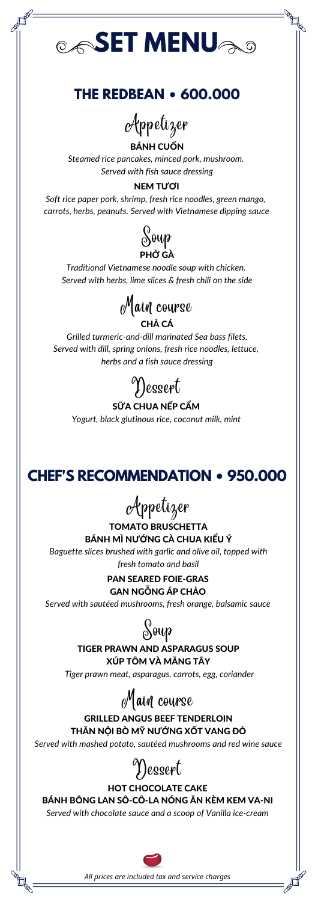# SET MENU

## THE REDBEAN • 600.000

### Appetizer

**BÁNH CUỐN**

*Steamed rice pancakes, minced pork, mushroom. Served with fish sauce dressing*

**NEM TƯƠI**

*Soft rice paper pork, shrimp, fresh rice noodles, green mango, carrots, herbs, peanuts. Served with Vietnamese dipping sauce*

### Soup

**PHỞ GÀ**

*Traditional Vietnamese noodle soup with chicken. Served with herbs, lime slices & fresh chili on the side*

### Main course

**CHẢ CÁ**

*Grilled turmeric-and-dill marinated Sea bass filets. Served with dill, spring onions, fresh rice noodles, lettuce, herbs and a fish sauce dressing*

### Dessert

**SỮA CHUA NẾP CẨM**

*Yogurt, black glutinous rice, coconut milk, mint*

## CHEF'S RECOMMENDATION • 950.000

### Appetizer

**TOMATO BRUSCHETTA**
**BÁNH MÌ NƯỚNG CÀ CHUA KIỂU Ý**

*Baguette slices brushed with garlic and olive oil, topped with fresh tomato and basil*

**PAN SEARED FOIE-GRAS**
**GAN NGỖNG ÁP CHẢO**

*Served with sautéed mushrooms, fresh orange, balsamic sauce*

### Soup

**TIGER PRAWN AND ASPARAGUS SOUP**
**XÚP TÔM VÀ MĂNG TÂY**

*Tiger prawn meat, asparagus, carrots, egg, coriander*

### Main course

**GRILLED ANGUS BEEF TENDERLOIN**
**THĂN NỘI BÒ MỸ NƯỚNG XỐT VANG ĐỎ**

*Served with mashed potato, sautéed mushrooms and red wine sauce*

### Dessert

**HOT CHOCOLATE CAKE**
**BÁNH BÔNG LAN SÔ-CÔ-LA NÓNG ĂN KÈM KEM VA-NI**

*Served with chocolate sauce and a scoop of Vanilla ice-cream*

*All prices are included tax and service charges*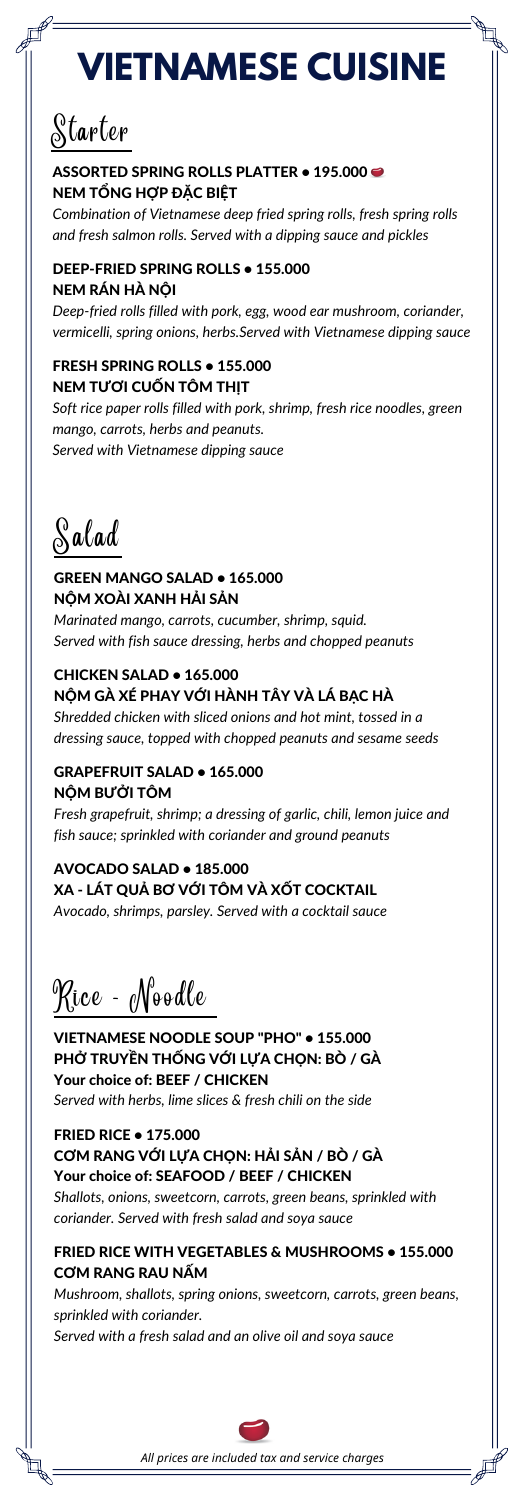# VIETNAMESE CUISINE

## Starter

### ASSORTED SPRING ROLLS PLATTER • 195.000
### NEM TỔNG HỢP ĐẶC BIỆT

*Combination of Vietnamese deep fried spring rolls, fresh spring rolls and fresh salmon rolls. Served with a dipping sauce and pickles*

### DEEP-FRIED SPRING ROLLS • 155.000
### NEM RÁN HÀ NỘI

*Deep-fried rolls filled with pork, egg, wood ear mushroom, coriander, vermicelli, spring onions, herbs.Served with Vietnamese dipping sauce*

### FRESH SPRING ROLLS • 155.000
### NEM TƯƠI CUỐN TÔM THỊT

*Soft rice paper rolls filled with pork, shrimp, fresh rice noodles, green mango, carrots, herbs and peanuts.*
*Served with Vietnamese dipping sauce*

## Salad

### GREEN MANGO SALAD • 165.000
### NỘM XOÀI XANH HẢI SẢN

*Marinated mango, carrots, cucumber, shrimp, squid.*
*Served with fish sauce dressing, herbs and chopped peanuts*

### CHICKEN SALAD • 165.000
### NỘM GÀ XÉ PHAY VỚI HÀNH TÂY VÀ LÁ BẠC HÀ

*Shredded chicken with sliced onions and hot mint, tossed in a dressing sauce, topped with chopped peanuts and sesame seeds*

### GRAPEFRUIT SALAD • 165.000
### NỘM BƯỞI TÔM

*Fresh grapefruit, shrimp; a dressing of garlic, chili, lemon juice and fish sauce; sprinkled with coriander and ground peanuts*

### AVOCADO SALAD • 185.000
### XA - LÁT QUẢ BƠ VỚI TÔM VÀ XỐT COCKTAIL

*Avocado, shrimps, parsley. Served with a cocktail sauce*

## Rice - Noodle

### VIETNAMESE NOODLE SOUP "PHO" • 155.000
### PHỞ TRUYỀN THỐNG VỚI LỰA CHỌN: BÒ / GÀ
### Your choice of: BEEF / CHICKEN

*Served with herbs, lime slices & fresh chili on the side*

### FRIED RICE • 175.000
### CƠM RANG VỚI LỰA CHỌN: HẢI SẢN / BÒ / GÀ
### Your choice of: SEAFOOD / BEEF / CHICKEN

*Shallots, onions, sweetcorn, carrots, green beans, sprinkled with coriander. Served with fresh salad and soya sauce*

### FRIED RICE WITH VEGETABLES & MUSHROOMS • 155.000
### CƠM RANG RAU NẤM

*Mushroom, shallots, spring onions, sweetcorn, carrots, green beans, sprinkled with coriander.*
*Served with a fresh salad and an olive oil and soya sauce*

*All prices are included tax and service charges*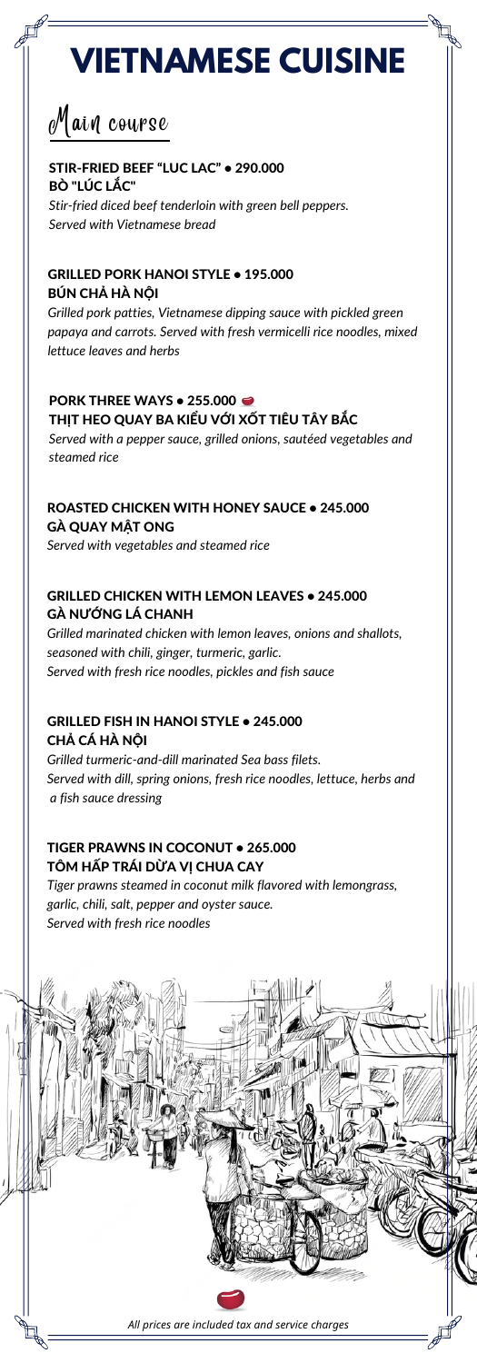# VIETNAMESE CUISINE

## Main course

### STIR-FRIED BEEF "LUC LAC" • 290.000
### BÒ "LÚC LẮC"
*Stir-fried diced beef tenderloin with green bell peppers.*
*Served with Vietnamese bread*

### GRILLED PORK HANOI STYLE • 195.000
### BÚN CHẢ HÀ NỘI
*Grilled pork patties, Vietnamese dipping sauce with pickled green papaya and carrots. Served with fresh vermicelli rice noodles, mixed lettuce leaves and herbs*

### PORK THREE WAYS • 255.000
### THỊT HEO QUAY BA KIỂU VỚI XỐT TIÊU TÂY BẮC
*Served with a pepper sauce, grilled onions, sautéed vegetables and steamed rice*

### ROASTED CHICKEN WITH HONEY SAUCE • 245.000
### GÀ QUAY MẬT ONG
*Served with vegetables and steamed rice*

### GRILLED CHICKEN WITH LEMON LEAVES • 245.000
### GÀ NƯỚNG LÁ CHANH
*Grilled marinated chicken with lemon leaves, onions and shallots, seasoned with chili, ginger, turmeric, garlic.*
*Served with fresh rice noodles, pickles and fish sauce*

### GRILLED FISH IN HANOI STYLE • 245.000
### CHẢ CÁ HÀ NỘI
*Grilled turmeric-and-dill marinated Sea bass filets.*
*Served with dill, spring onions, fresh rice noodles, lettuce, herbs and a fish sauce dressing*

### TIGER PRAWNS IN COCONUT • 265.000
### TÔM HẤP TRÁI DỪA VỊ CHUA CAY
*Tiger prawns steamed in coconut milk flavored with lemongrass, garlic, chili, salt, pepper and oyster sauce.*
*Served with fresh rice noodles*

*All prices are included tax and service charges*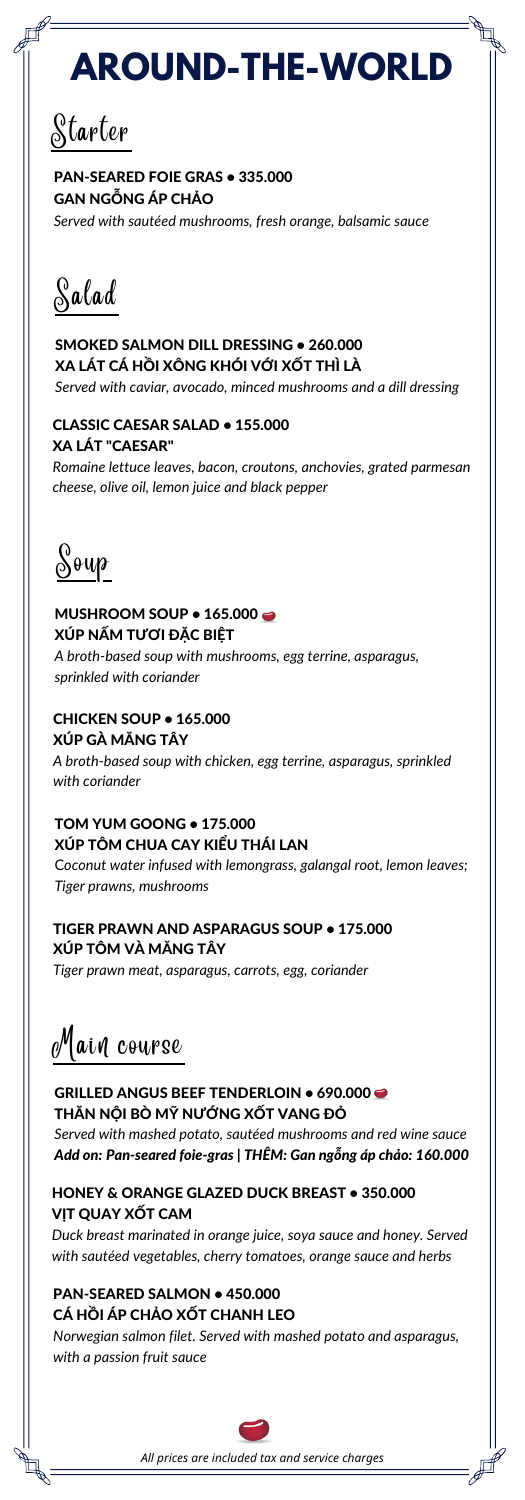# AROUND-THE-WORLD

## Starter

**PAN-SEARED FOIE GRAS • 335.000**
**GAN NGỖNG ÁP CHẢO**
*Served with sautéed mushrooms, fresh orange, balsamic sauce*

## Salad

**SMOKED SALMON DILL DRESSING • 260.000**
**XA LÁT CÁ HỒI XÔNG KHÓI VỚI XỐT THÌ LÀ**
*Served with caviar, avocado, minced mushrooms and a dill dressing*

**CLASSIC CAESAR SALAD • 155.000**
**XA LÁT "CAESAR"**
*Romaine lettuce leaves, bacon, croutons, anchovies, grated parmesan cheese, olive oil, lemon juice and black pepper*

## Soup

**MUSHROOM SOUP • 165.000**
**XÚP NẤM TƯƠI ĐẶC BIỆT**
*A broth-based soup with mushrooms, egg terrine, asparagus, sprinkled with coriander*

**CHICKEN SOUP • 165.000**
**XÚP GÀ MĂNG TÂY**
*A broth-based soup with chicken, egg terrine, asparagus, sprinkled with coriander*

**TOM YUM GOONG • 175.000**
**XÚP TÔM CHUA CAY KIỂU THÁI LAN**
*Coconut water infused with lemongrass, galangal root, lemon leaves; Tiger prawns, mushrooms*

**TIGER PRAWN AND ASPARAGUS SOUP • 175.000**
**XÚP TÔM VÀ MĂNG TÂY**
*Tiger prawn meat, asparagus, carrots, egg, coriander*

## Main course

**GRILLED ANGUS BEEF TENDERLOIN • 690.000**
**THĂN NỘI BÒ MỸ NƯỚNG XỐT VANG ĐỎ**
*Served with mashed potato, sautéed mushrooms and red wine sauce*
***Add on: Pan-seared foie-gras | THÊM: Gan ngỗng áp chảo: 160.000***

**HONEY & ORANGE GLAZED DUCK BREAST • 350.000**
**VỊT QUAY XỐT CAM**
*Duck breast marinated in orange juice, soya sauce and honey. Served with sautéed vegetables, cherry tomatoes, orange sauce and herbs*

**PAN-SEARED SALMON • 450.000**
**CÁ HỒI ÁP CHẢO XỐT CHANH LEO**
*Norwegian salmon filet. Served with mashed potato and asparagus, with a passion fruit sauce*

*All prices are included tax and service charges*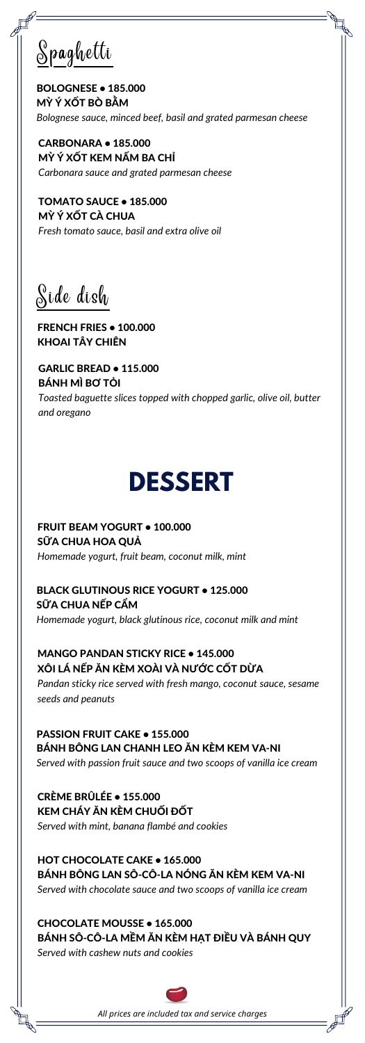## Spaghetti

**BOLOGNESE • 185.000**
**MỲ Ý XỐT BÒ BẰM**
*Bolognese sauce, minced beef, basil and grated parmesan cheese*

**CARBONARA • 185.000**
**MỲ Ý XỐT KEM NẤM BA CHỈ**
*Carbonara sauce and grated parmesan cheese*

**TOMATO SAUCE • 185.000**
**MỲ Ý XỐT CÀ CHUA**
*Fresh tomato sauce, basil and extra olive oil*

## Side dish

**FRENCH FRIES • 100.000**
**KHOAI TÂY CHIÊN**

**GARLIC BREAD • 115.000**
**BÁNH MÌ BƠ TỎI**
*Toasted baguette slices topped with chopped garlic, olive oil, butter and oregano*

# DESSERT

**FRUIT BEAM YOGURT • 100.000**
**SỮA CHUA HOA QUẢ**
*Homemade yogurt, fruit beam, coconut milk, mint*

**BLACK GLUTINOUS RICE YOGURT • 125.000**
**SỮA CHUA NẾP CẨM**
*Homemade yogurt, black glutinous rice, coconut milk and mint*

**MANGO PANDAN STICKY RICE • 145.000**
**XÔI LÁ NẾP ĂN KÈM XOÀI VÀ NƯỚC CỐT DỪA**
*Pandan sticky rice served with fresh mango, coconut sauce, sesame seeds and peanuts*

**PASSION FRUIT CAKE • 155.000**
**BÁNH BÔNG LAN CHANH LEO ĂN KÈM KEM VA-NI**
*Served with passion fruit sauce and two scoops of vanilla ice cream*

**CRÈME BRÛLÉE • 155.000**
**KEM CHÁY ĂN KÈM CHUỐI ĐỐT**
*Served with mint, banana flambé and cookies*

**HOT CHOCOLATE CAKE • 165.000**
**BÁNH BÔNG LAN SÔ-CÔ-LA NÓNG ĂN KÈM KEM VA-NI**
*Served with chocolate sauce and two scoops of vanilla ice cream*

**CHOCOLATE MOUSSE • 165.000**
**BÁNH SÔ-CÔ-LA MỀM ĂN KÈM HẠT ĐIỀU VÀ BÁNH QUY**
*Served with cashew nuts and cookies*

*All prices are included tax and service charges*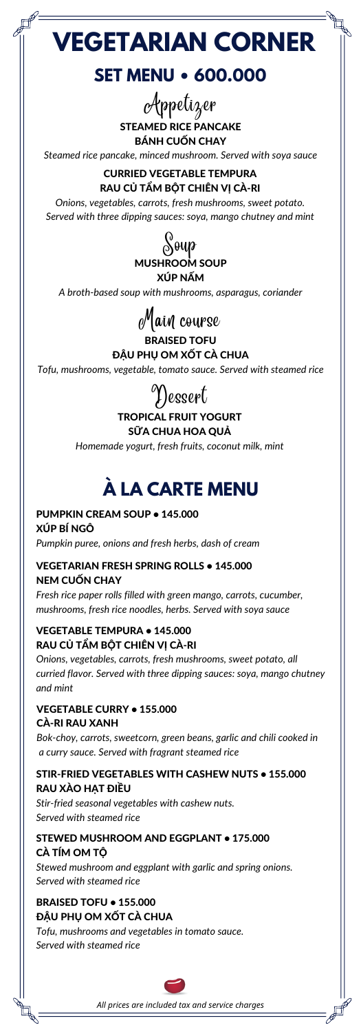# VEGETARIAN CORNER

## SET MENU • 600.000

### Appetizer

**STEAMED RICE PANCAKE**
**BÁNH CUỐN CHAY**

*Steamed rice pancake, minced mushroom. Served with soya sauce*

**CURRIED VEGETABLE TEMPURA**
**RAU CỦ TẨM BỘT CHIÊN VỊ CÀ-RI**

*Onions, vegetables, carrots, fresh mushrooms, sweet potato. Served with three dipping sauces: soya, mango chutney and mint*

### Soup

**MUSHROOM SOUP**
**XÚP NẤM**

*A broth-based soup with mushrooms, asparagus, coriander*

### Main course

**BRAISED TOFU**
**ĐẬU PHỤ OM XỐT CÀ CHUA**

*Tofu, mushrooms, vegetable, tomato sauce. Served with steamed rice*

### Dessert

**TROPICAL FRUIT YOGURT**
**SỮA CHUA HOA QUẢ**

*Homemade yogurt, fresh fruits, coconut milk, mint*

## À LA CARTE MENU

**PUMPKIN CREAM SOUP • 145.000**
**XÚP BÍ NGÔ**

*Pumpkin puree, onions and fresh herbs, dash of cream*

**VEGETARIAN FRESH SPRING ROLLS • 145.000**
**NEM CUỐN CHAY**

*Fresh rice paper rolls filled with green mango, carrots, cucumber, mushrooms, fresh rice noodles, herbs. Served with soya sauce*

**VEGETABLE TEMPURA • 145.000**
**RAU CỦ TẨM BỘT CHIÊN VỊ CÀ-RI**

*Onions, vegetables, carrots, fresh mushrooms, sweet potato, all curried flavor. Served with three dipping sauces: soya, mango chutney and mint*

**VEGETABLE CURRY • 155.000**
**CÀ-RI RAU XANH**

*Bok-choy, carrots, sweetcorn, green beans, garlic and chili cooked in a curry sauce. Served with fragrant steamed rice*

**STIR-FRIED VEGETABLES WITH CASHEW NUTS • 155.000**
**RAU XÀO HẠT ĐIỀU**

*Stir-fried seasonal vegetables with cashew nuts. Served with steamed rice*

**STEWED MUSHROOM AND EGGPLANT • 175.000**
**CÀ TÍM OM TỘ**

*Stewed mushroom and eggplant with garlic and spring onions. Served with steamed rice*

**BRAISED TOFU • 155.000**
**ĐẬU PHỤ OM XỐT CÀ CHUA**

*Tofu, mushrooms and vegetables in tomato sauce. Served with steamed rice*

*All prices are included tax and service charges*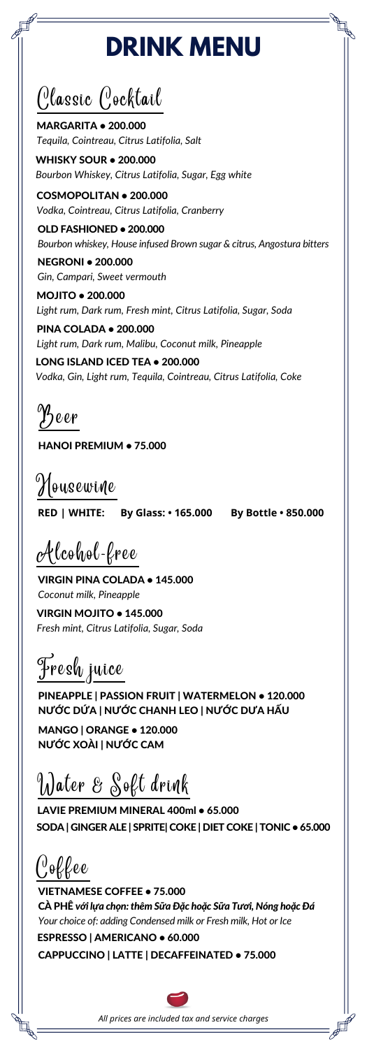# DRINK MENU

## Classic Cocktail

**MARGARITA • 200.000**
*Tequila, Cointreau, Citrus Latifolia, Salt*

**WHISKY SOUR • 200.000**
*Bourbon Whiskey, Citrus Latifolia, Sugar, Egg white*

**COSMOPOLITAN • 200.000**
*Vodka, Cointreau, Citrus Latifolia, Cranberry*

**OLD FASHIONED • 200.000**
*Bourbon whiskey, House infused Brown sugar & citrus, Angostura bitters*

**NEGRONI • 200.000**
*Gin, Campari, Sweet vermouth*

**MOJITO • 200.000**
*Light rum, Dark rum, Fresh mint, Citrus Latifolia, Sugar, Soda*

**PINA COLADA • 200.000**
*Light rum, Dark rum, Malibu, Coconut milk, Pineapple*

**LONG ISLAND ICED TEA • 200.000**
*Vodka, Gin, Light rum, Tequila, Cointreau, Citrus Latifolia, Coke*

## Beer

**HANOI PREMIUM • 75.000**

## Housewine

**RED | WHITE:** By Glass: • 165.000 By Bottle • 850.000

## Alcohol-free

**VIRGIN PINA COLADA • 145.000**
*Coconut milk, Pineapple*

**VIRGIN MOJITO • 145.000**
*Fresh mint, Citrus Latifolia, Sugar, Soda*

## Fresh juice

**PINEAPPLE | PASSION FRUIT | WATERMELON • 120.000**
**NƯỚC DỨA | NƯỚC CHANH LEO | NƯỚC DƯA HẤU**

**MANGO | ORANGE • 120.000**
**NƯỚC XOÀI | NƯỚC CAM**

## Water & Soft drink

**LAVIE PREMIUM MINERAL 400ml • 65.000**
**SODA | GINGER ALE | SPRITE| COKE | DIET COKE | TONIC • 65.000**

## Coffee

**VIETNAMESE COFFEE • 75.000**
**CÀ PHÊ** ***với lựa chọn: thêm Sữa Đặc hoặc Sữa Tươi, Nóng hoặc Đá***
*Your choice of: adding Condensed milk or Fresh milk, Hot or Ice*

**ESPRESSO | AMERICANO • 60.000**

**CAPPUCCINO | LATTE | DECAFFEINATED • 75.000**

*All prices are included tax and service charges*